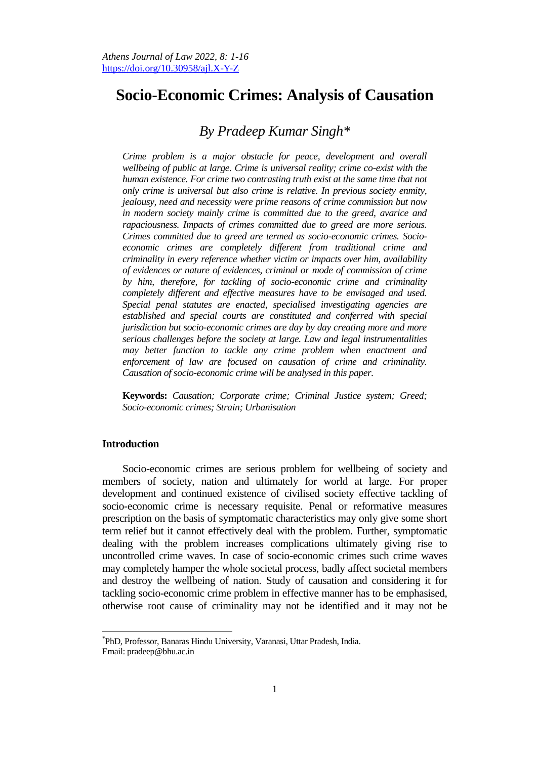# Socio-Economic Crimes: Analysis of Causation

*By Pradeep Kumar Singh[*]*

*Crime problem is a major obstacle for peace, development and overall wellbeing of public at large. Crime is universal reality; crime co-exist with the human existence. For crime two contrasting truth exist at the same time that not only crime is universal but also crime is relative. In previous society enmity, jealousy, need and necessity were prime reasons of crime commission but now in modern society mainly crime is committed due to the greed, avarice and rapaciousness. Impacts of crimes committed due to greed are more serious. Crimes committed due to greed are termed as socio-economic crimes. Socio-economic crimes are completely different from traditional crime and criminality in every reference whether victim or impacts over him, availability of evidences or nature of evidences, criminal or mode of commission of crime by him, therefore, for tackling of socio-economic crime and criminality completely different and effective measures have to be envisaged and used. Special penal statutes are enacted, specialised investigating agencies are established and special courts are constituted and conferred with special jurisdiction but socio-economic crimes are day by day creating more and more serious challenges before the society at large. Law and legal instrumentalities may better function to tackle any crime problem when enactment and enforcement of law are focused on causation of crime and criminality. Causation of socio-economic crime will be analysed in this paper.*

**Keywords:** *Causation; Corporate crime; Criminal Justice system; Greed; Socio-economic crimes; Strain; Urbanisation*

## Introduction

Socio-economic crimes are serious problem for wellbeing of society and members of society, nation and ultimately for world at large. For proper development and continued existence of civilised society effective tackling of socio-economic crime is necessary requisite. Penal or reformative measures prescription on the basis of symptomatic characteristics may only give some short term relief but it cannot effectively deal with the problem. Further, symptomatic dealing with the problem increases complications ultimately giving rise to uncontrolled crime waves. In case of socio-economic crimes such crime waves may completely hamper the whole societal process, badly affect societal members and destroy the wellbeing of nation. Study of causation and considering it for tackling socio-economic crime problem in effective manner has to be emphasised, otherwise root cause of criminality may not be identified and it may not be

---

[*] PhD, Professor, Banaras Hindu University, Varanasi, Uttar Pradesh, India. Email: pradeep@bhu.ac.in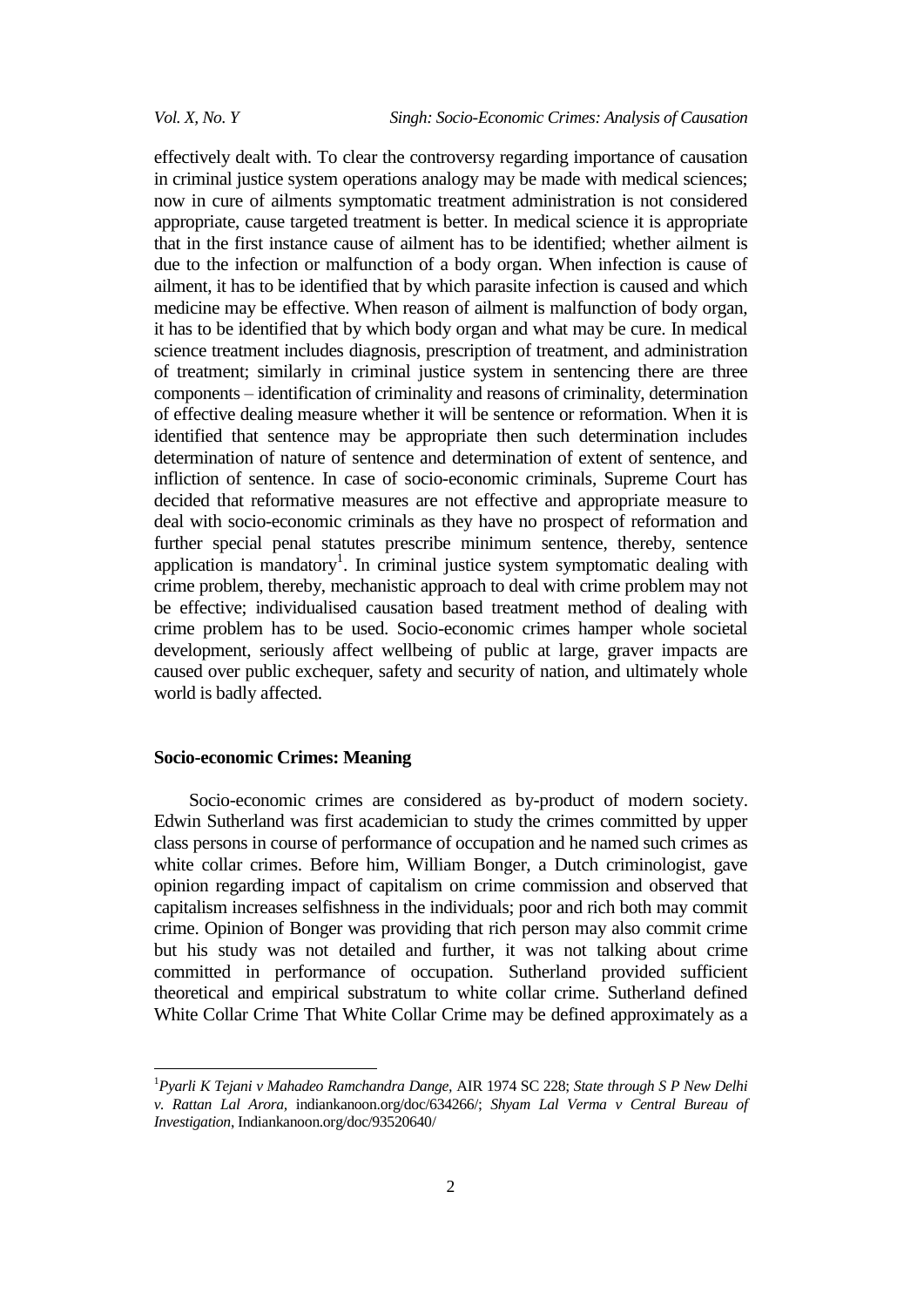effectively dealt with. To clear the controversy regarding importance of causation in criminal justice system operations analogy may be made with medical sciences; now in cure of ailments symptomatic treatment administration is not considered appropriate, cause targeted treatment is better. In medical science it is appropriate that in the first instance cause of ailment has to be identified; whether ailment is due to the infection or malfunction of a body organ. When infection is cause of ailment, it has to be identified that by which parasite infection is caused and which medicine may be effective. When reason of ailment is malfunction of body organ, it has to be identified that by which body organ and what may be cure. In medical science treatment includes diagnosis, prescription of treatment, and administration of treatment; similarly in criminal justice system in sentencing there are three components – identification of criminality and reasons of criminality, determination of effective dealing measure whether it will be sentence or reformation. When it is identified that sentence may be appropriate then such determination includes determination of nature of sentence and determination of extent of sentence, and infliction of sentence. In case of socio-economic criminals, Supreme Court has decided that reformative measures are not effective and appropriate measure to deal with socio-economic criminals as they have no prospect of reformation and further special penal statutes prescribe minimum sentence, thereby, sentence application is mandatory[1]. In criminal justice system symptomatic dealing with crime problem, thereby, mechanistic approach to deal with crime problem may not be effective; individualised causation based treatment method of dealing with crime problem has to be used. Socio-economic crimes hamper whole societal development, seriously affect wellbeing of public at large, graver impacts are caused over public exchequer, safety and security of nation, and ultimately whole world is badly affected.

## Socio-economic Crimes: Meaning

Socio-economic crimes are considered as by-product of modern society. Edwin Sutherland was first academician to study the crimes committed by upper class persons in course of performance of occupation and he named such crimes as white collar crimes. Before him, William Bonger, a Dutch criminologist, gave opinion regarding impact of capitalism on crime commission and observed that capitalism increases selfishness in the individuals; poor and rich both may commit crime. Opinion of Bonger was providing that rich person may also commit crime but his study was not detailed and further, it was not talking about crime committed in performance of occupation. Sutherland provided sufficient theoretical and empirical substratum to white collar crime. Sutherland defined White Collar Crime That White Collar Crime may be defined approximately as a

---

[1] *Pyarli K Tejani v Mahadeo Ramchandra Dange*, AIR 1974 SC 228; *State through S P New Delhi v. Rattan Lal Arora*, indiankanoon.org/doc/634266/; *Shyam Lal Verma v Central Bureau of Investigation*, Indiankanoon.org/doc/93520640/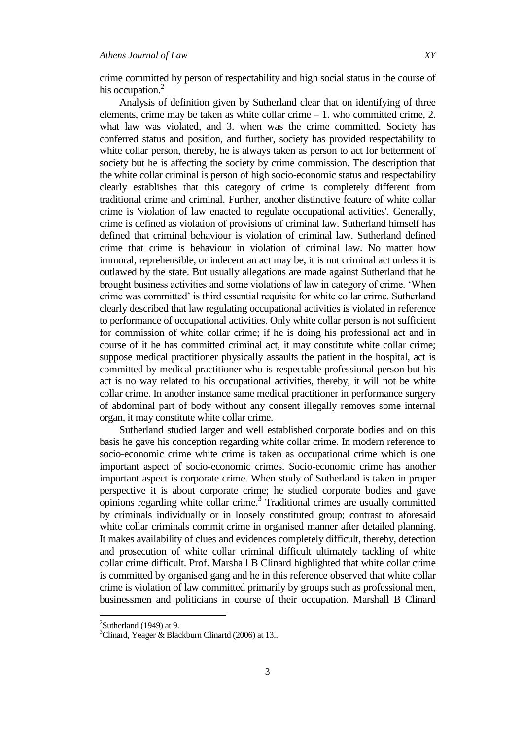crime committed by person of respectability and high social status in the course of his occupation.[2]

Analysis of definition given by Sutherland clear that on identifying of three elements, crime may be taken as white collar crime – 1. who committed crime, 2. what law was violated, and 3. when was the crime committed. Society has conferred status and position, and further, society has provided respectability to white collar person, thereby, he is always taken as person to act for betterment of society but he is affecting the society by crime commission. The description that the white collar criminal is person of high socio-economic status and respectability clearly establishes that this category of crime is completely different from traditional crime and criminal. Further, another distinctive feature of white collar crime is 'violation of law enacted to regulate occupational activities'. Generally, crime is defined as violation of provisions of criminal law. Sutherland himself has defined that criminal behaviour is violation of criminal law. Sutherland defined crime that crime is behaviour in violation of criminal law. No matter how immoral, reprehensible, or indecent an act may be, it is not criminal act unless it is outlawed by the state. But usually allegations are made against Sutherland that he brought business activities and some violations of law in category of crime. 'When crime was committed' is third essential requisite for white collar crime. Sutherland clearly described that law regulating occupational activities is violated in reference to performance of occupational activities. Only white collar person is not sufficient for commission of white collar crime; if he is doing his professional act and in course of it he has committed criminal act, it may constitute white collar crime; suppose medical practitioner physically assaults the patient in the hospital, act is committed by medical practitioner who is respectable professional person but his act is no way related to his occupational activities, thereby, it will not be white collar crime. In another instance same medical practitioner in performance surgery of abdominal part of body without any consent illegally removes some internal organ, it may constitute white collar crime.

Sutherland studied larger and well established corporate bodies and on this basis he gave his conception regarding white collar crime. In modern reference to socio-economic crime white crime is taken as occupational crime which is one important aspect of socio-economic crimes. Socio-economic crime has another important aspect is corporate crime. When study of Sutherland is taken in proper perspective it is about corporate crime; he studied corporate bodies and gave opinions regarding white collar crime.[3] Traditional crimes are usually committed by criminals individually or in loosely constituted group; contrast to aforesaid white collar criminals commit crime in organised manner after detailed planning. It makes availability of clues and evidences completely difficult, thereby, detection and prosecution of white collar criminal difficult ultimately tackling of white collar crime difficult. Prof. Marshall B Clinard highlighted that white collar crime is committed by organised gang and he in this reference observed that white collar crime is violation of law committed primarily by groups such as professional men, businessmen and politicians in course of their occupation. Marshall B Clinard

[2] Sutherland (1949) at 9.

[3] Clinard, Yeager & Blackburn Clinartd (2006) at 13..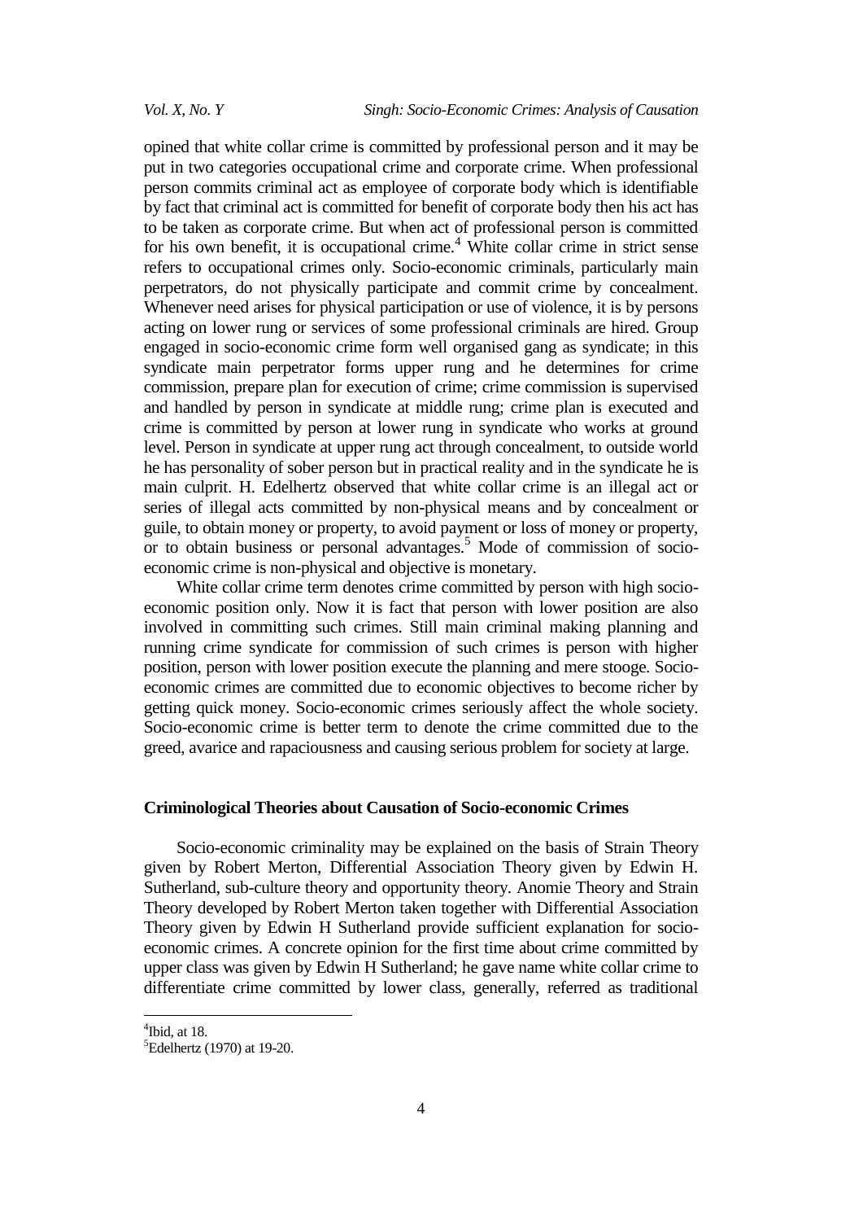opined that white collar crime is committed by professional person and it may be put in two categories occupational crime and corporate crime. When professional person commits criminal act as employee of corporate body which is identifiable by fact that criminal act is committed for benefit of corporate body then his act has to be taken as corporate crime. But when act of professional person is committed for his own benefit, it is occupational crime.[4] White collar crime in strict sense refers to occupational crimes only. Socio-economic criminals, particularly main perpetrators, do not physically participate and commit crime by concealment. Whenever need arises for physical participation or use of violence, it is by persons acting on lower rung or services of some professional criminals are hired. Group engaged in socio-economic crime form well organised gang as syndicate; in this syndicate main perpetrator forms upper rung and he determines for crime commission, prepare plan for execution of crime; crime commission is supervised and handled by person in syndicate at middle rung; crime plan is executed and crime is committed by person at lower rung in syndicate who works at ground level. Person in syndicate at upper rung act through concealment, to outside world he has personality of sober person but in practical reality and in the syndicate he is main culprit. H. Edelhertz observed that white collar crime is an illegal act or series of illegal acts committed by non-physical means and by concealment or guile, to obtain money or property, to avoid payment or loss of money or property, or to obtain business or personal advantages.[5] Mode of commission of socio-economic crime is non-physical and objective is monetary.

White collar crime term denotes crime committed by person with high socio-economic position only. Now it is fact that person with lower position are also involved in committing such crimes. Still main criminal making planning and running crime syndicate for commission of such crimes is person with higher position, person with lower position execute the planning and mere stooge. Socio-economic crimes are committed due to economic objectives to become richer by getting quick money. Socio-economic crimes seriously affect the whole society. Socio-economic crime is better term to denote the crime committed due to the greed, avarice and rapaciousness and causing serious problem for society at large.

## Criminological Theories about Causation of Socio-economic Crimes

Socio-economic criminality may be explained on the basis of Strain Theory given by Robert Merton, Differential Association Theory given by Edwin H. Sutherland, sub-culture theory and opportunity theory. Anomie Theory and Strain Theory developed by Robert Merton taken together with Differential Association Theory given by Edwin H Sutherland provide sufficient explanation for socio-economic crimes. A concrete opinion for the first time about crime committed by upper class was given by Edwin H Sutherland; he gave name white collar crime to differentiate crime committed by lower class, generally, referred as traditional

---

[4]Ibid, at 18.

[5]Edelhertz (1970) at 19-20.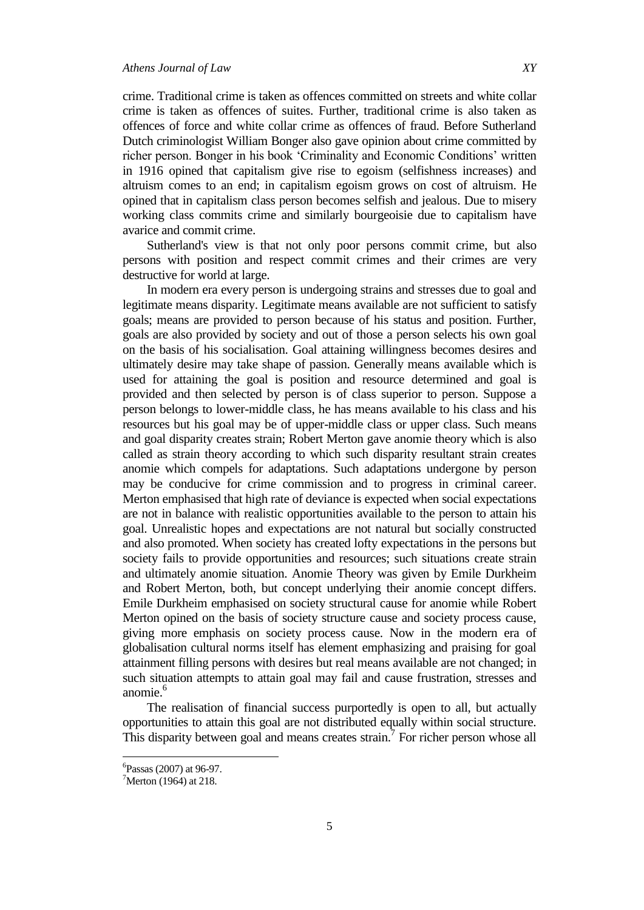crime. Traditional crime is taken as offences committed on streets and white collar crime is taken as offences of suites. Further, traditional crime is also taken as offences of force and white collar crime as offences of fraud. Before Sutherland Dutch criminologist William Bonger also gave opinion about crime committed by richer person. Bonger in his book 'Criminality and Economic Conditions' written in 1916 opined that capitalism give rise to egoism (selfishness increases) and altruism comes to an end; in capitalism egoism grows on cost of altruism. He opined that in capitalism class person becomes selfish and jealous. Due to misery working class commits crime and similarly bourgeoisie due to capitalism have avarice and commit crime.

Sutherland's view is that not only poor persons commit crime, but also persons with position and respect commit crimes and their crimes are very destructive for world at large.

In modern era every person is undergoing strains and stresses due to goal and legitimate means disparity. Legitimate means available are not sufficient to satisfy goals; means are provided to person because of his status and position. Further, goals are also provided by society and out of those a person selects his own goal on the basis of his socialisation. Goal attaining willingness becomes desires and ultimately desire may take shape of passion. Generally means available which is used for attaining the goal is position and resource determined and goal is provided and then selected by person is of class superior to person. Suppose a person belongs to lower-middle class, he has means available to his class and his resources but his goal may be of upper-middle class or upper class. Such means and goal disparity creates strain; Robert Merton gave anomie theory which is also called as strain theory according to which such disparity resultant strain creates anomie which compels for adaptations. Such adaptations undergone by person may be conducive for crime commission and to progress in criminal career. Merton emphasised that high rate of deviance is expected when social expectations are not in balance with realistic opportunities available to the person to attain his goal. Unrealistic hopes and expectations are not natural but socially constructed and also promoted. When society has created lofty expectations in the persons but society fails to provide opportunities and resources; such situations create strain and ultimately anomie situation. Anomie Theory was given by Emile Durkheim and Robert Merton, both, but concept underlying their anomie concept differs. Emile Durkheim emphasised on society structural cause for anomie while Robert Merton opined on the basis of society structure cause and society process cause, giving more emphasis on society process cause. Now in the modern era of globalisation cultural norms itself has element emphasizing and praising for goal attainment filling persons with desires but real means available are not changed; in such situation attempts to attain goal may fail and cause frustration, stresses and anomie.[6]

The realisation of financial success purportedly is open to all, but actually opportunities to attain this goal are not distributed equally within social structure. This disparity between goal and means creates strain.[7] For richer person whose all

[6] Passas (2007) at 96-97.

[7] Merton (1964) at 218.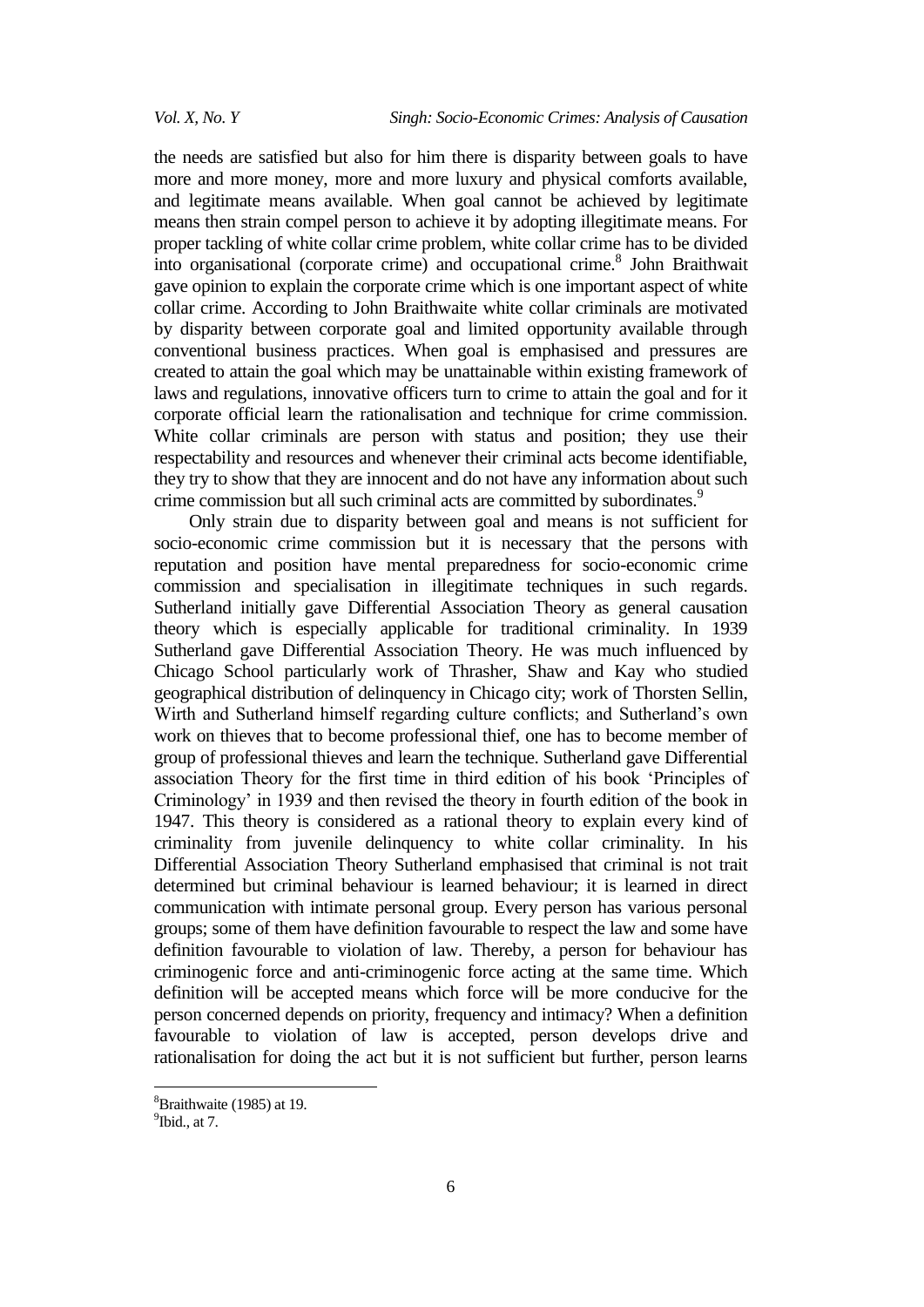the needs are satisfied but also for him there is disparity between goals to have more and more money, more and more luxury and physical comforts available, and legitimate means available. When goal cannot be achieved by legitimate means then strain compel person to achieve it by adopting illegitimate means. For proper tackling of white collar crime problem, white collar crime has to be divided into organisational (corporate crime) and occupational crime.[8] John Braithwait gave opinion to explain the corporate crime which is one important aspect of white collar crime. According to John Braithwaite white collar criminals are motivated by disparity between corporate goal and limited opportunity available through conventional business practices. When goal is emphasised and pressures are created to attain the goal which may be unattainable within existing framework of laws and regulations, innovative officers turn to crime to attain the goal and for it corporate official learn the rationalisation and technique for crime commission. White collar criminals are person with status and position; they use their respectability and resources and whenever their criminal acts become identifiable, they try to show that they are innocent and do not have any information about such crime commission but all such criminal acts are committed by subordinates.[9]

Only strain due to disparity between goal and means is not sufficient for socio-economic crime commission but it is necessary that the persons with reputation and position have mental preparedness for socio-economic crime commission and specialisation in illegitimate techniques in such regards. Sutherland initially gave Differential Association Theory as general causation theory which is especially applicable for traditional criminality. In 1939 Sutherland gave Differential Association Theory. He was much influenced by Chicago School particularly work of Thrasher, Shaw and Kay who studied geographical distribution of delinquency in Chicago city; work of Thorsten Sellin, Wirth and Sutherland himself regarding culture conflicts; and Sutherland's own work on thieves that to become professional thief, one has to become member of group of professional thieves and learn the technique. Sutherland gave Differential association Theory for the first time in third edition of his book 'Principles of Criminology' in 1939 and then revised the theory in fourth edition of the book in 1947. This theory is considered as a rational theory to explain every kind of criminality from juvenile delinquency to white collar criminality. In his Differential Association Theory Sutherland emphasised that criminal is not trait determined but criminal behaviour is learned behaviour; it is learned in direct communication with intimate personal group. Every person has various personal groups; some of them have definition favourable to respect the law and some have definition favourable to violation of law. Thereby, a person for behaviour has criminogenic force and anti-criminogenic force acting at the same time. Which definition will be accepted means which force will be more conducive for the person concerned depends on priority, frequency and intimacy? When a definition favourable to violation of law is accepted, person develops drive and rationalisation for doing the act but it is not sufficient but further, person learns

[8] Braithwaite (1985) at 19.

[9] Ibid., at 7.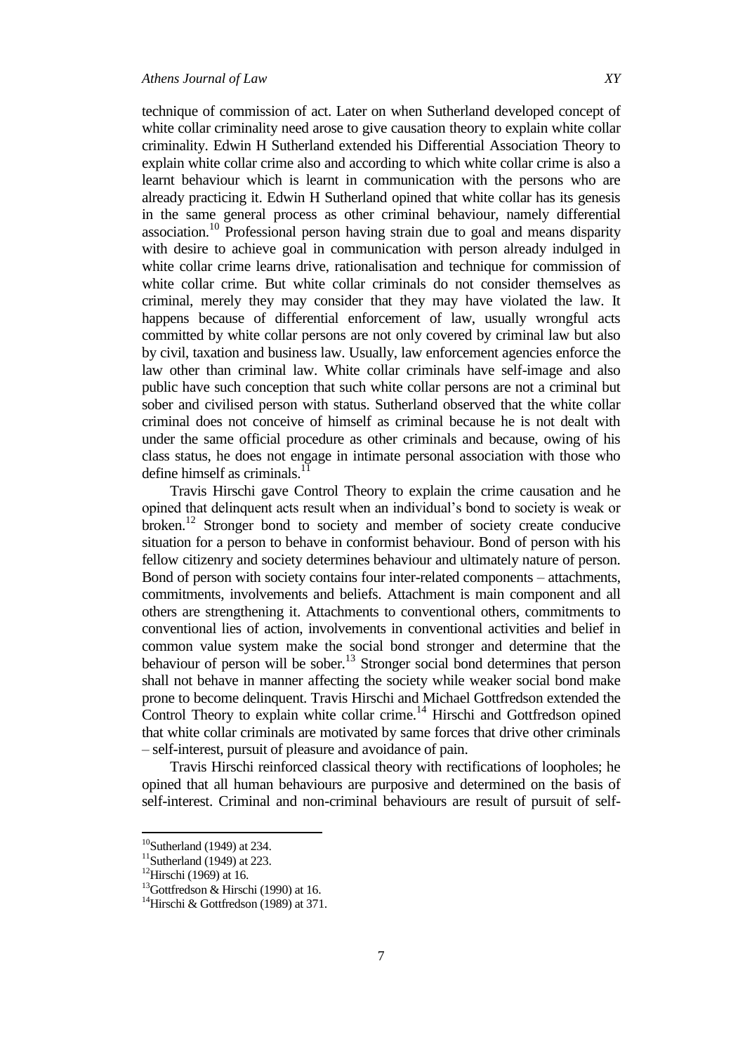technique of commission of act. Later on when Sutherland developed concept of white collar criminality need arose to give causation theory to explain white collar criminality. Edwin H Sutherland extended his Differential Association Theory to explain white collar crime also and according to which white collar crime is also a learnt behaviour which is learnt in communication with the persons who are already practicing it. Edwin H Sutherland opined that white collar has its genesis in the same general process as other criminal behaviour, namely differential association.[10] Professional person having strain due to goal and means disparity with desire to achieve goal in communication with person already indulged in white collar crime learns drive, rationalisation and technique for commission of white collar crime. But white collar criminals do not consider themselves as criminal, merely they may consider that they may have violated the law. It happens because of differential enforcement of law, usually wrongful acts committed by white collar persons are not only covered by criminal law but also by civil, taxation and business law. Usually, law enforcement agencies enforce the law other than criminal law. White collar criminals have self-image and also public have such conception that such white collar persons are not a criminal but sober and civilised person with status. Sutherland observed that the white collar criminal does not conceive of himself as criminal because he is not dealt with under the same official procedure as other criminals and because, owing of his class status, he does not engage in intimate personal association with those who define himself as criminals.[11]

Travis Hirschi gave Control Theory to explain the crime causation and he opined that delinquent acts result when an individual's bond to society is weak or broken.[12] Stronger bond to society and member of society create conducive situation for a person to behave in conformist behaviour. Bond of person with his fellow citizenry and society determines behaviour and ultimately nature of person. Bond of person with society contains four inter-related components – attachments, commitments, involvements and beliefs. Attachment is main component and all others are strengthening it. Attachments to conventional others, commitments to conventional lies of action, involvements in conventional activities and belief in common value system make the social bond stronger and determine that the behaviour of person will be sober.[13] Stronger social bond determines that person shall not behave in manner affecting the society while weaker social bond make prone to become delinquent. Travis Hirschi and Michael Gottfredson extended the Control Theory to explain white collar crime.[14] Hirschi and Gottfredson opined that white collar criminals are motivated by same forces that drive other criminals – self-interest, pursuit of pleasure and avoidance of pain.

Travis Hirschi reinforced classical theory with rectifications of loopholes; he opined that all human behaviours are purposive and determined on the basis of self-interest. Criminal and non-criminal behaviours are result of pursuit of self-

---

[10] Sutherland (1949) at 234.
[11] Sutherland (1949) at 223.
[12] Hirschi (1969) at 16.
[13] Gottfredson & Hirschi (1990) at 16.
[14] Hirschi & Gottfredson (1989) at 371.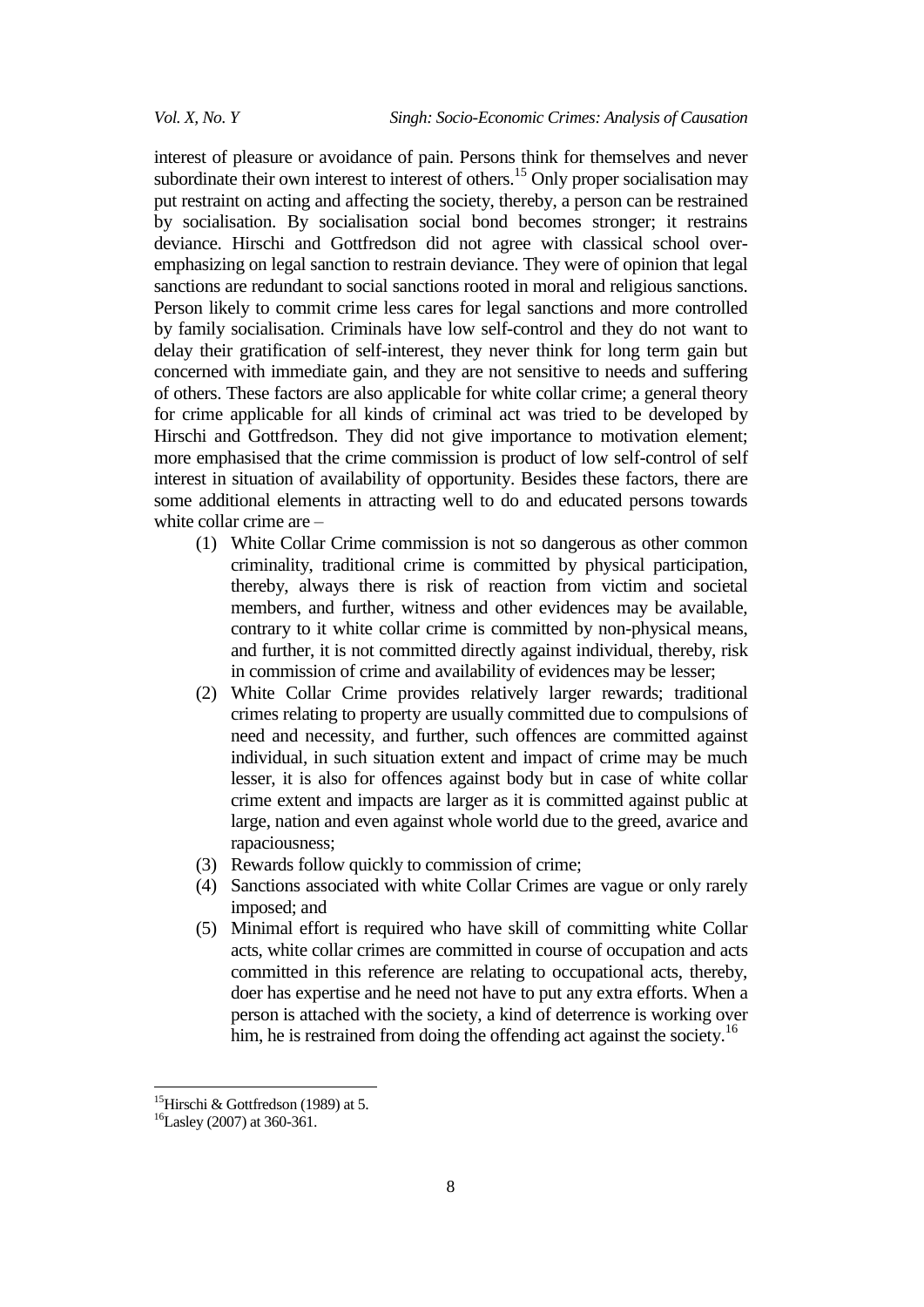interest of pleasure or avoidance of pain. Persons think for themselves and never subordinate their own interest to interest of others.[15] Only proper socialisation may put restraint on acting and affecting the society, thereby, a person can be restrained by socialisation. By socialisation social bond becomes stronger; it restrains deviance. Hirschi and Gottfredson did not agree with classical school over-emphasizing on legal sanction to restrain deviance. They were of opinion that legal sanctions are redundant to social sanctions rooted in moral and religious sanctions. Person likely to commit crime less cares for legal sanctions and more controlled by family socialisation. Criminals have low self-control and they do not want to delay their gratification of self-interest, they never think for long term gain but concerned with immediate gain, and they are not sensitive to needs and suffering of others. These factors are also applicable for white collar crime; a general theory for crime applicable for all kinds of criminal act was tried to be developed by Hirschi and Gottfredson. They did not give importance to motivation element; more emphasised that the crime commission is product of low self-control of self interest in situation of availability of opportunity. Besides these factors, there are some additional elements in attracting well to do and educated persons towards white collar crime are –

(1) White Collar Crime commission is not so dangerous as other common criminality, traditional crime is committed by physical participation, thereby, always there is risk of reaction from victim and societal members, and further, witness and other evidences may be available, contrary to it white collar crime is committed by non-physical means, and further, it is not committed directly against individual, thereby, risk in commission of crime and availability of evidences may be lesser;
(2) White Collar Crime provides relatively larger rewards; traditional crimes relating to property are usually committed due to compulsions of need and necessity, and further, such offences are committed against individual, in such situation extent and impact of crime may be much lesser, it is also for offences against body but in case of white collar crime extent and impacts are larger as it is committed against public at large, nation and even against whole world due to the greed, avarice and rapaciousness;
(3) Rewards follow quickly to commission of crime;
(4) Sanctions associated with white Collar Crimes are vague or only rarely imposed; and
(5) Minimal effort is required who have skill of committing white Collar acts, white collar crimes are committed in course of occupation and acts committed in this reference are relating to occupational acts, thereby, doer has expertise and he need not have to put any extra efforts. When a person is attached with the society, a kind of deterrence is working over him, he is restrained from doing the offending act against the society.[16]

---

[15] Hirschi & Gottfredson (1989) at 5.
[16] Lasley (2007) at 360-361.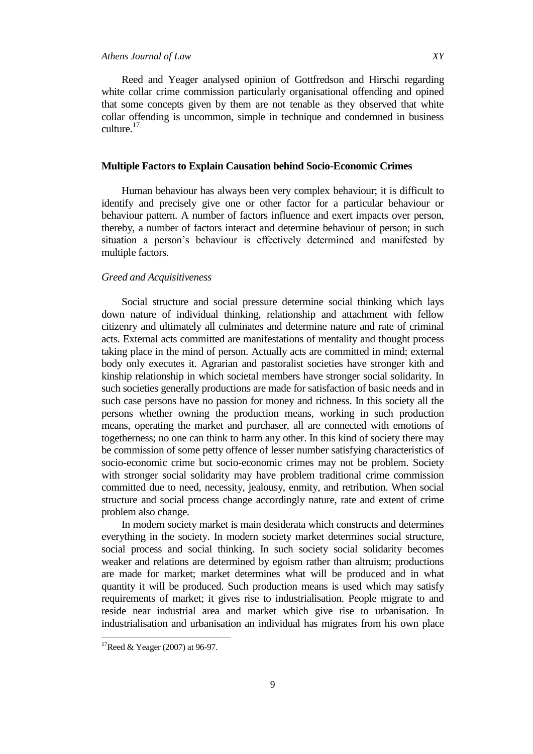Reed and Yeager analysed opinion of Gottfredson and Hirschi regarding white collar crime commission particularly organisational offending and opined that some concepts given by them are not tenable as they observed that white collar offending is uncommon, simple in technique and condemned in business culture.[17]

## Multiple Factors to Explain Causation behind Socio-Economic Crimes

Human behaviour has always been very complex behaviour; it is difficult to identify and precisely give one or other factor for a particular behaviour or behaviour pattern. A number of factors influence and exert impacts over person, thereby, a number of factors interact and determine behaviour of person; in such situation a person's behaviour is effectively determined and manifested by multiple factors.

### *Greed and Acquisitiveness*

Social structure and social pressure determine social thinking which lays down nature of individual thinking, relationship and attachment with fellow citizenry and ultimately all culminates and determine nature and rate of criminal acts. External acts committed are manifestations of mentality and thought process taking place in the mind of person. Actually acts are committed in mind; external body only executes it. Agrarian and pastoralist societies have stronger kith and kinship relationship in which societal members have stronger social solidarity. In such societies generally productions are made for satisfaction of basic needs and in such case persons have no passion for money and richness. In this society all the persons whether owning the production means, working in such production means, operating the market and purchaser, all are connected with emotions of togetherness; no one can think to harm any other. In this kind of society there may be commission of some petty offence of lesser number satisfying characteristics of socio-economic crime but socio-economic crimes may not be problem. Society with stronger social solidarity may have problem traditional crime commission committed due to need, necessity, jealousy, enmity, and retribution. When social structure and social process change accordingly nature, rate and extent of crime problem also change.

In modern society market is main desiderata which constructs and determines everything in the society. In modern society market determines social structure, social process and social thinking. In such society social solidarity becomes weaker and relations are determined by egoism rather than altruism; productions are made for market; market determines what will be produced and in what quantity it will be produced. Such production means is used which may satisfy requirements of market; it gives rise to industrialisation. People migrate to and reside near industrial area and market which give rise to urbanisation. In industrialisation and urbanisation an individual has migrates from his own place

---

[17] Reed & Yeager (2007) at 96-97.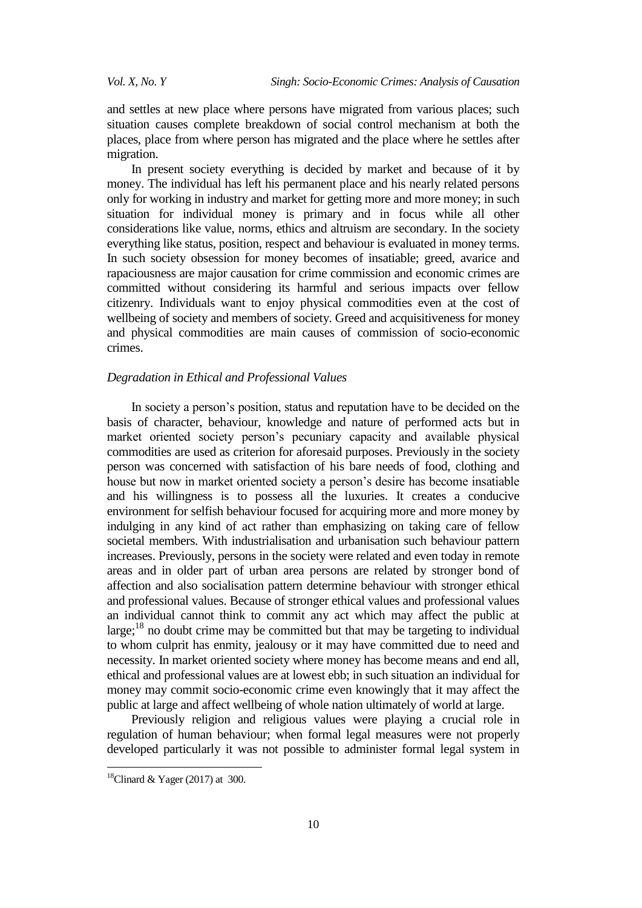and settles at new place where persons have migrated from various places; such situation causes complete breakdown of social control mechanism at both the places, place from where person has migrated and the place where he settles after migration.

In present society everything is decided by market and because of it by money. The individual has left his permanent place and his nearly related persons only for working in industry and market for getting more and more money; in such situation for individual money is primary and in focus while all other considerations like value, norms, ethics and altruism are secondary. In the society everything like status, position, respect and behaviour is evaluated in money terms. In such society obsession for money becomes of insatiable; greed, avarice and rapaciousness are major causation for crime commission and economic crimes are committed without considering its harmful and serious impacts over fellow citizenry. Individuals want to enjoy physical commodities even at the cost of wellbeing of society and members of society. Greed and acquisitiveness for money and physical commodities are main causes of commission of socio-economic crimes.

### *Degradation in Ethical and Professional Values*

In society a person's position, status and reputation have to be decided on the basis of character, behaviour, knowledge and nature of performed acts but in market oriented society person's pecuniary capacity and available physical commodities are used as criterion for aforesaid purposes. Previously in the society person was concerned with satisfaction of his bare needs of food, clothing and house but now in market oriented society a person's desire has become insatiable and his willingness is to possess all the luxuries. It creates a conducive environment for selfish behaviour focused for acquiring more and more money by indulging in any kind of act rather than emphasizing on taking care of fellow societal members. With industrialisation and urbanisation such behaviour pattern increases. Previously, persons in the society were related and even today in remote areas and in older part of urban area persons are related by stronger bond of affection and also socialisation pattern determine behaviour with stronger ethical and professional values. Because of stronger ethical values and professional values an individual cannot think to commit any act which may affect the public at large;[18] no doubt crime may be committed but that may be targeting to individual to whom culprit has enmity, jealousy or it may have committed due to need and necessity. In market oriented society where money has become means and end all, ethical and professional values are at lowest ebb; in such situation an individual for money may commit socio-economic crime even knowingly that it may affect the public at large and affect wellbeing of whole nation ultimately of world at large.

Previously religion and religious values were playing a crucial role in regulation of human behaviour; when formal legal measures were not properly developed particularly it was not possible to administer formal legal system in

[18] Clinard & Yager (2017) at 300.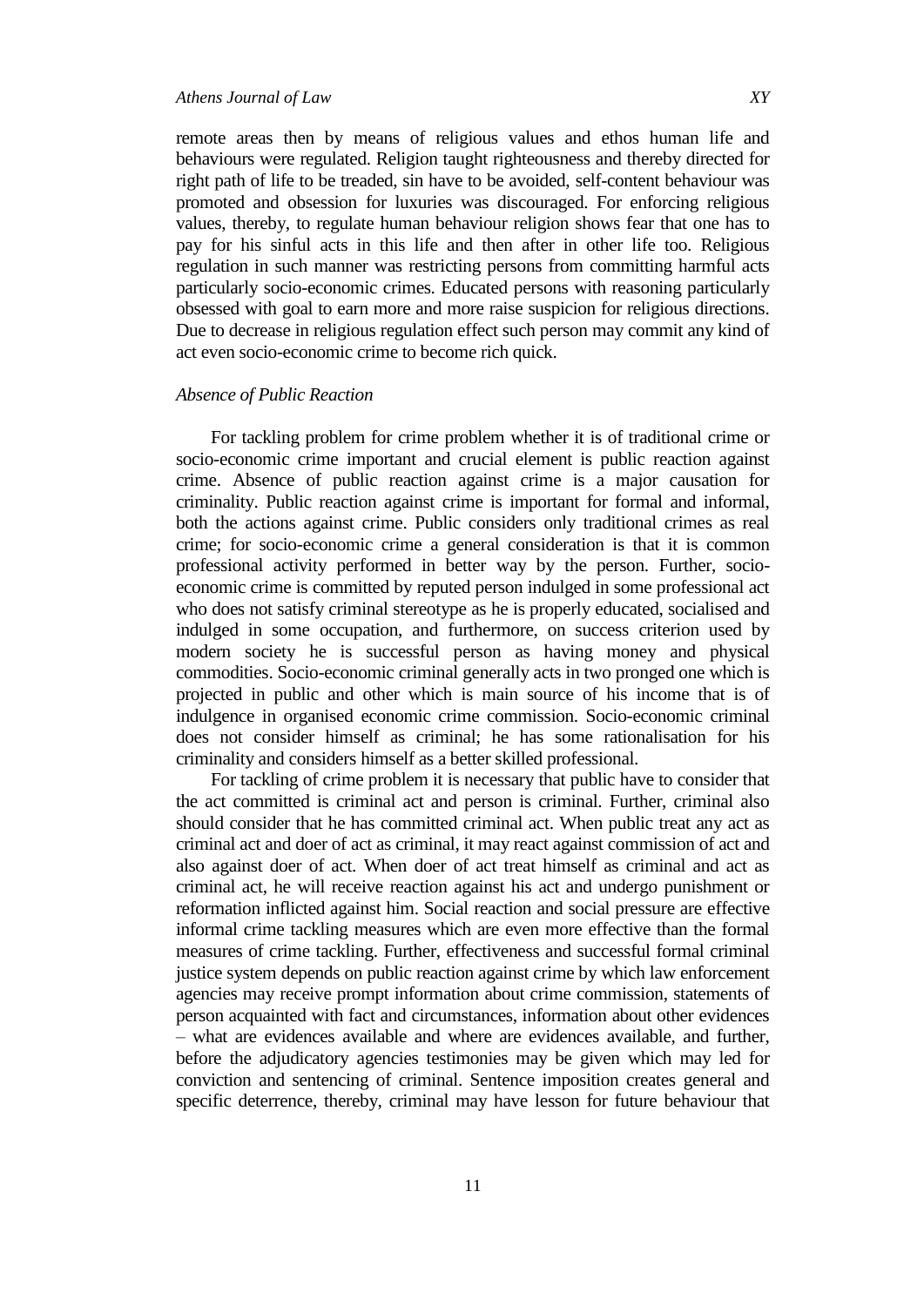remote areas then by means of religious values and ethos human life and behaviours were regulated. Religion taught righteousness and thereby directed for right path of life to be treaded, sin have to be avoided, self-content behaviour was promoted and obsession for luxuries was discouraged. For enforcing religious values, thereby, to regulate human behaviour religion shows fear that one has to pay for his sinful acts in this life and then after in other life too. Religious regulation in such manner was restricting persons from committing harmful acts particularly socio-economic crimes. Educated persons with reasoning particularly obsessed with goal to earn more and more raise suspicion for religious directions. Due to decrease in religious regulation effect such person may commit any kind of act even socio-economic crime to become rich quick.

*Absence of Public Reaction*

For tackling problem for crime problem whether it is of traditional crime or socio-economic crime important and crucial element is public reaction against crime. Absence of public reaction against crime is a major causation for criminality. Public reaction against crime is important for formal and informal, both the actions against crime. Public considers only traditional crimes as real crime; for socio-economic crime a general consideration is that it is common professional activity performed in better way by the person. Further, socio-economic crime is committed by reputed person indulged in some professional act who does not satisfy criminal stereotype as he is properly educated, socialised and indulged in some occupation, and furthermore, on success criterion used by modern society he is successful person as having money and physical commodities. Socio-economic criminal generally acts in two pronged one which is projected in public and other which is main source of his income that is of indulgence in organised economic crime commission. Socio-economic criminal does not consider himself as criminal; he has some rationalisation for his criminality and considers himself as a better skilled professional.

For tackling of crime problem it is necessary that public have to consider that the act committed is criminal act and person is criminal. Further, criminal also should consider that he has committed criminal act. When public treat any act as criminal act and doer of act as criminal, it may react against commission of act and also against doer of act. When doer of act treat himself as criminal and act as criminal act, he will receive reaction against his act and undergo punishment or reformation inflicted against him. Social reaction and social pressure are effective informal crime tackling measures which are even more effective than the formal measures of crime tackling. Further, effectiveness and successful formal criminal justice system depends on public reaction against crime by which law enforcement agencies may receive prompt information about crime commission, statements of person acquainted with fact and circumstances, information about other evidences – what are evidences available and where are evidences available, and further, before the adjudicatory agencies testimonies may be given which may led for conviction and sentencing of criminal. Sentence imposition creates general and specific deterrence, thereby, criminal may have lesson for future behaviour that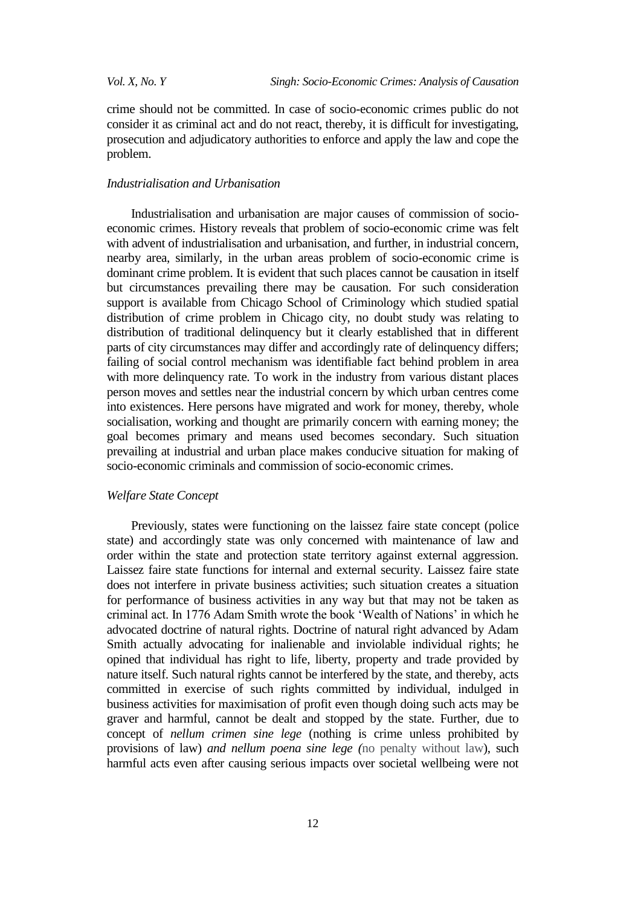crime should not be committed. In case of socio-economic crimes public do not consider it as criminal act and do not react, thereby, it is difficult for investigating, prosecution and adjudicatory authorities to enforce and apply the law and cope the problem.

*Industrialisation and Urbanisation*

Industrialisation and urbanisation are major causes of commission of socio-economic crimes. History reveals that problem of socio-economic crime was felt with advent of industrialisation and urbanisation, and further, in industrial concern, nearby area, similarly, in the urban areas problem of socio-economic crime is dominant crime problem. It is evident that such places cannot be causation in itself but circumstances prevailing there may be causation. For such consideration support is available from Chicago School of Criminology which studied spatial distribution of crime problem in Chicago city, no doubt study was relating to distribution of traditional delinquency but it clearly established that in different parts of city circumstances may differ and accordingly rate of delinquency differs; failing of social control mechanism was identifiable fact behind problem in area with more delinquency rate. To work in the industry from various distant places person moves and settles near the industrial concern by which urban centres come into existences. Here persons have migrated and work for money, thereby, whole socialisation, working and thought are primarily concern with earning money; the goal becomes primary and means used becomes secondary. Such situation prevailing at industrial and urban place makes conducive situation for making of socio-economic criminals and commission of socio-economic crimes.

*Welfare State Concept*

Previously, states were functioning on the laissez faire state concept (police state) and accordingly state was only concerned with maintenance of law and order within the state and protection state territory against external aggression. Laissez faire state functions for internal and external security. Laissez faire state does not interfere in private business activities; such situation creates a situation for performance of business activities in any way but that may not be taken as criminal act. In 1776 Adam Smith wrote the book 'Wealth of Nations' in which he advocated doctrine of natural rights. Doctrine of natural right advanced by Adam Smith actually advocating for inalienable and inviolable individual rights; he opined that individual has right to life, liberty, property and trade provided by nature itself. Such natural rights cannot be interfered by the state, and thereby, acts committed in exercise of such rights committed by individual, indulged in business activities for maximisation of profit even though doing such acts may be graver and harmful, cannot be dealt and stopped by the state. Further, due to concept of *nellum crimen sine lege* (nothing is crime unless prohibited by provisions of law) *and nellum poena sine lege (*no penalty without law), such harmful acts even after causing serious impacts over societal wellbeing were not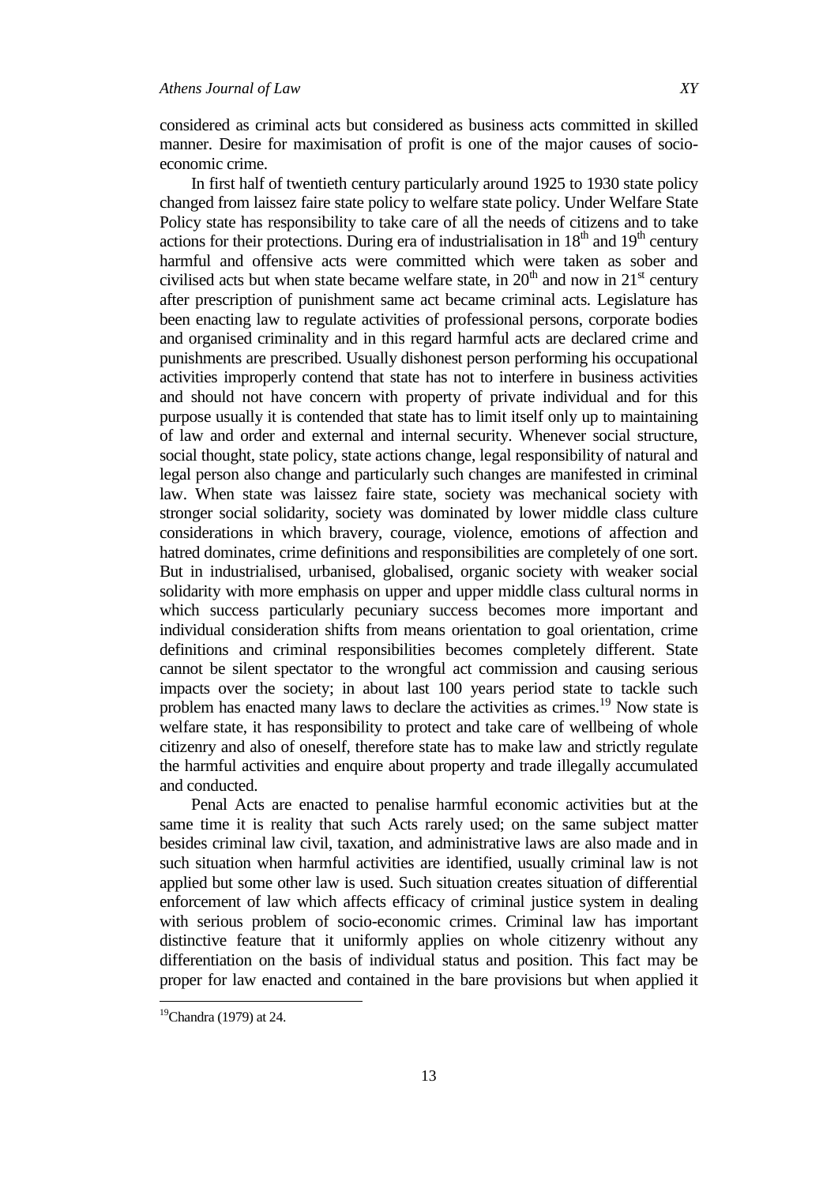considered as criminal acts but considered as business acts committed in skilled manner. Desire for maximisation of profit is one of the major causes of socio-economic crime.

In first half of twentieth century particularly around 1925 to 1930 state policy changed from laissez faire state policy to welfare state policy. Under Welfare State Policy state has responsibility to take care of all the needs of citizens and to take actions for their protections. During era of industrialisation in 18th and 19th century harmful and offensive acts were committed which were taken as sober and civilised acts but when state became welfare state, in 20th and now in 21st century after prescription of punishment same act became criminal acts. Legislature has been enacting law to regulate activities of professional persons, corporate bodies and organised criminality and in this regard harmful acts are declared crime and punishments are prescribed. Usually dishonest person performing his occupational activities improperly contend that state has not to interfere in business activities and should not have concern with property of private individual and for this purpose usually it is contended that state has to limit itself only up to maintaining of law and order and external and internal security. Whenever social structure, social thought, state policy, state actions change, legal responsibility of natural and legal person also change and particularly such changes are manifested in criminal law. When state was laissez faire state, society was mechanical society with stronger social solidarity, society was dominated by lower middle class culture considerations in which bravery, courage, violence, emotions of affection and hatred dominates, crime definitions and responsibilities are completely of one sort. But in industrialised, urbanised, globalised, organic society with weaker social solidarity with more emphasis on upper and upper middle class cultural norms in which success particularly pecuniary success becomes more important and individual consideration shifts from means orientation to goal orientation, crime definitions and criminal responsibilities becomes completely different. State cannot be silent spectator to the wrongful act commission and causing serious impacts over the society; in about last 100 years period state to tackle such problem has enacted many laws to declare the activities as crimes.[19] Now state is welfare state, it has responsibility to protect and take care of wellbeing of whole citizenry and also of oneself, therefore state has to make law and strictly regulate the harmful activities and enquire about property and trade illegally accumulated and conducted.

Penal Acts are enacted to penalise harmful economic activities but at the same time it is reality that such Acts rarely used; on the same subject matter besides criminal law civil, taxation, and administrative laws are also made and in such situation when harmful activities are identified, usually criminal law is not applied but some other law is used. Such situation creates situation of differential enforcement of law which affects efficacy of criminal justice system in dealing with serious problem of socio-economic crimes. Criminal law has important distinctive feature that it uniformly applies on whole citizenry without any differentiation on the basis of individual status and position. This fact may be proper for law enacted and contained in the bare provisions but when applied it

[19] Chandra (1979) at 24.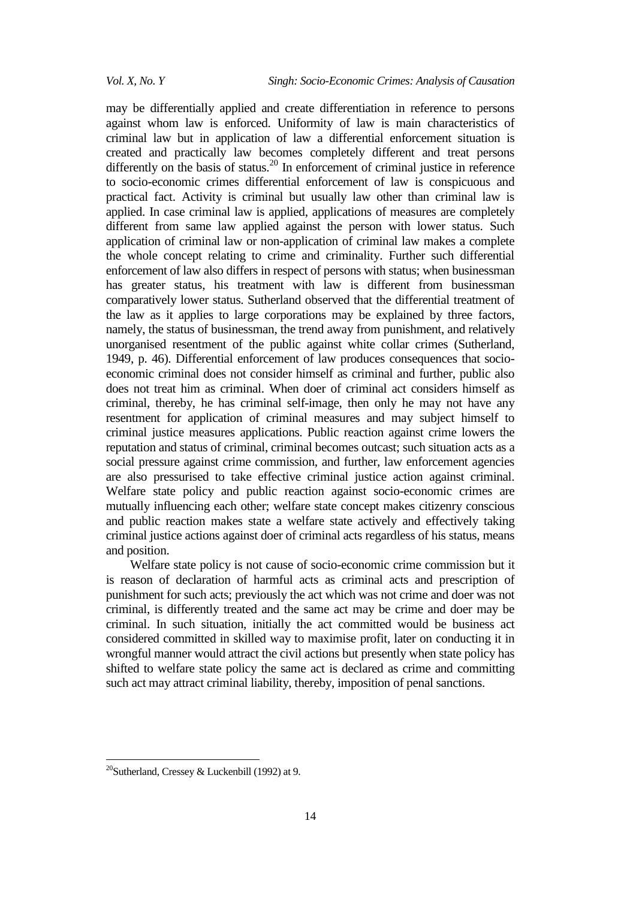may be differentially applied and create differentiation in reference to persons against whom law is enforced. Uniformity of law is main characteristics of criminal law but in application of law a differential enforcement situation is created and practically law becomes completely different and treat persons differently on the basis of status.[20] In enforcement of criminal justice in reference to socio-economic crimes differential enforcement of law is conspicuous and practical fact. Activity is criminal but usually law other than criminal law is applied. In case criminal law is applied, applications of measures are completely different from same law applied against the person with lower status. Such application of criminal law or non-application of criminal law makes a complete the whole concept relating to crime and criminality. Further such differential enforcement of law also differs in respect of persons with status; when businessman has greater status, his treatment with law is different from businessman comparatively lower status. Sutherland observed that the differential treatment of the law as it applies to large corporations may be explained by three factors, namely, the status of businessman, the trend away from punishment, and relatively unorganised resentment of the public against white collar crimes (Sutherland, 1949, p. 46). Differential enforcement of law produces consequences that socio-economic criminal does not consider himself as criminal and further, public also does not treat him as criminal. When doer of criminal act considers himself as criminal, thereby, he has criminal self-image, then only he may not have any resentment for application of criminal measures and may subject himself to criminal justice measures applications. Public reaction against crime lowers the reputation and status of criminal, criminal becomes outcast; such situation acts as a social pressure against crime commission, and further, law enforcement agencies are also pressurised to take effective criminal justice action against criminal. Welfare state policy and public reaction against socio-economic crimes are mutually influencing each other; welfare state concept makes citizenry conscious and public reaction makes state a welfare state actively and effectively taking criminal justice actions against doer of criminal acts regardless of his status, means and position.

Welfare state policy is not cause of socio-economic crime commission but it is reason of declaration of harmful acts as criminal acts and prescription of punishment for such acts; previously the act which was not crime and doer was not criminal, is differently treated and the same act may be crime and doer may be criminal. In such situation, initially the act committed would be business act considered committed in skilled way to maximise profit, later on conducting it in wrongful manner would attract the civil actions but presently when state policy has shifted to welfare state policy the same act is declared as crime and committing such act may attract criminal liability, thereby, imposition of penal sanctions.

---

[20] Sutherland, Cressey & Luckenbill (1992) at 9.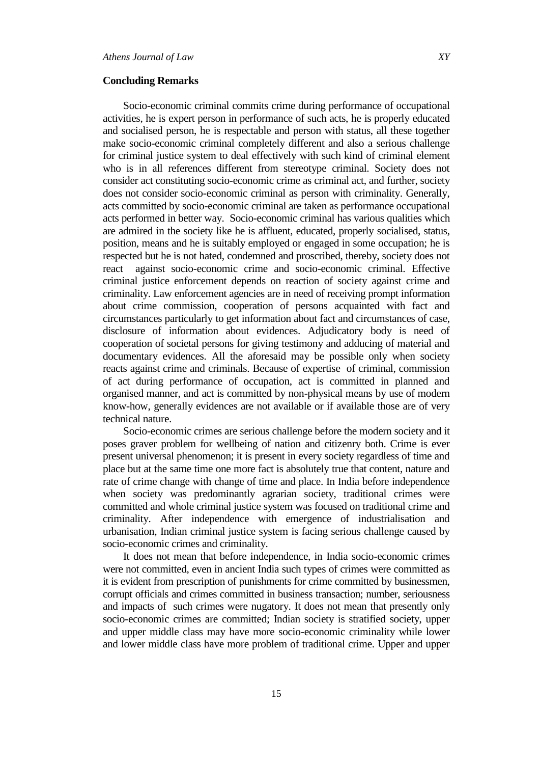## Concluding Remarks

Socio-economic criminal commits crime during performance of occupational activities, he is expert person in performance of such acts, he is properly educated and socialised person, he is respectable and person with status, all these together make socio-economic criminal completely different and also a serious challenge for criminal justice system to deal effectively with such kind of criminal element who is in all references different from stereotype criminal. Society does not consider act constituting socio-economic crime as criminal act, and further, society does not consider socio-economic criminal as person with criminality. Generally, acts committed by socio-economic criminal are taken as performance occupational acts performed in better way. Socio-economic criminal has various qualities which are admired in the society like he is affluent, educated, properly socialised, status, position, means and he is suitably employed or engaged in some occupation; he is respected but he is not hated, condemned and proscribed, thereby, society does not react against socio-economic crime and socio-economic criminal. Effective criminal justice enforcement depends on reaction of society against crime and criminality. Law enforcement agencies are in need of receiving prompt information about crime commission, cooperation of persons acquainted with fact and circumstances particularly to get information about fact and circumstances of case, disclosure of information about evidences. Adjudicatory body is need of cooperation of societal persons for giving testimony and adducing of material and documentary evidences. All the aforesaid may be possible only when society reacts against crime and criminals. Because of expertise of criminal, commission of act during performance of occupation, act is committed in planned and organised manner, and act is committed by non-physical means by use of modern know-how, generally evidences are not available or if available those are of very technical nature.

Socio-economic crimes are serious challenge before the modern society and it poses graver problem for wellbeing of nation and citizenry both. Crime is ever present universal phenomenon; it is present in every society regardless of time and place but at the same time one more fact is absolutely true that content, nature and rate of crime change with change of time and place. In India before independence when society was predominantly agrarian society, traditional crimes were committed and whole criminal justice system was focused on traditional crime and criminality. After independence with emergence of industrialisation and urbanisation, Indian criminal justice system is facing serious challenge caused by socio-economic crimes and criminality.

It does not mean that before independence, in India socio-economic crimes were not committed, even in ancient India such types of crimes were committed as it is evident from prescription of punishments for crime committed by businessmen, corrupt officials and crimes committed in business transaction; number, seriousness and impacts of such crimes were nugatory. It does not mean that presently only socio-economic crimes are committed; Indian society is stratified society, upper and upper middle class may have more socio-economic criminality while lower and lower middle class have more problem of traditional crime. Upper and upper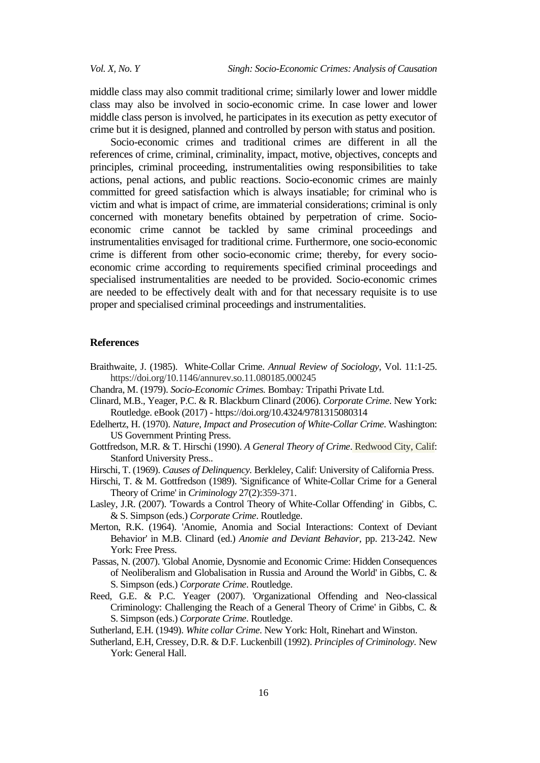middle class may also commit traditional crime; similarly lower and lower middle class may also be involved in socio-economic crime. In case lower and lower middle class person is involved, he participates in its execution as petty executor of crime but it is designed, planned and controlled by person with status and position.

Socio-economic crimes and traditional crimes are different in all the references of crime, criminal, criminality, impact, motive, objectives, concepts and principles, criminal proceeding, instrumentalities owing responsibilities to take actions, penal actions, and public reactions. Socio-economic crimes are mainly committed for greed satisfaction which is always insatiable; for criminal who is victim and what is impact of crime, are immaterial considerations; criminal is only concerned with monetary benefits obtained by perpetration of crime. Socio-economic crime cannot be tackled by same criminal proceedings and instrumentalities envisaged for traditional crime. Furthermore, one socio-economic crime is different from other socio-economic crime; thereby, for every socio-economic crime according to requirements specified criminal proceedings and specialised instrumentalities are needed to be provided. Socio-economic crimes are needed to be effectively dealt with and for that necessary requisite is to use proper and specialised criminal proceedings and instrumentalities.

## References

Braithwaite, J. (1985). White-Collar Crime. *Annual Review of Sociology*, Vol. 11:1-25. https://doi.org/10.1146/annurev.so.11.080185.000245

Chandra, M. (1979). *Socio-Economic Crimes.* Bombay*:* Tripathi Private Ltd.

Clinard, M.B., Yeager, P.C. & R. Blackburn Clinard (2006). *Corporate Crime*. New York: Routledge. eBook (2017) - https://doi.org/10.4324/9781315080314

Edelhertz, H. (1970). *Nature, Impact and Prosecution of White-Collar Crime*. Washington: US Government Printing Press.

Gottfredson, M.R. & T. Hirschi (1990). *A General Theory of Crime*. Redwood City, Calif: Stanford University Press..

Hirschi, T. (1969). *Causes of Delinquency.* Berkleley, Calif: University of California Press.

Hirschi, T. & M. Gottfredson (1989). 'Significance of White-Collar Crime for a General Theory of Crime' in *Criminology* 27(2):359-371.

Lasley, J.R. (2007). 'Towards a Control Theory of White-Collar Offending' in Gibbs, C. & S. Simpson (eds.) *Corporate Crime*. Routledge.

Merton, R.K. (1964). 'Anomie, Anomia and Social Interactions: Context of Deviant Behavior' in M.B. Clinard (ed.) *Anomie and Deviant Behavior*, pp. 213-242. New York: Free Press.

Passas, N. (2007). 'Global Anomie, Dysnomie and Economic Crime: Hidden Consequences of Neoliberalism and Globalisation in Russia and Around the World' in Gibbs, C. & S. Simpson (eds.) *Corporate Crime*. Routledge.

Reed, G.E. & P.C. Yeager (2007). 'Organizational Offending and Neo-classical Criminology: Challenging the Reach of a General Theory of Crime' in Gibbs, C. & S. Simpson (eds.) *Corporate Crime*. Routledge.

Sutherland, E.H. (1949). *White collar Crime*. New York: Holt, Rinehart and Winston.

Sutherland, E.H, Cressey, D.R. & D.F. Luckenbill (1992). *Principles of Criminology.* New York: General Hall.